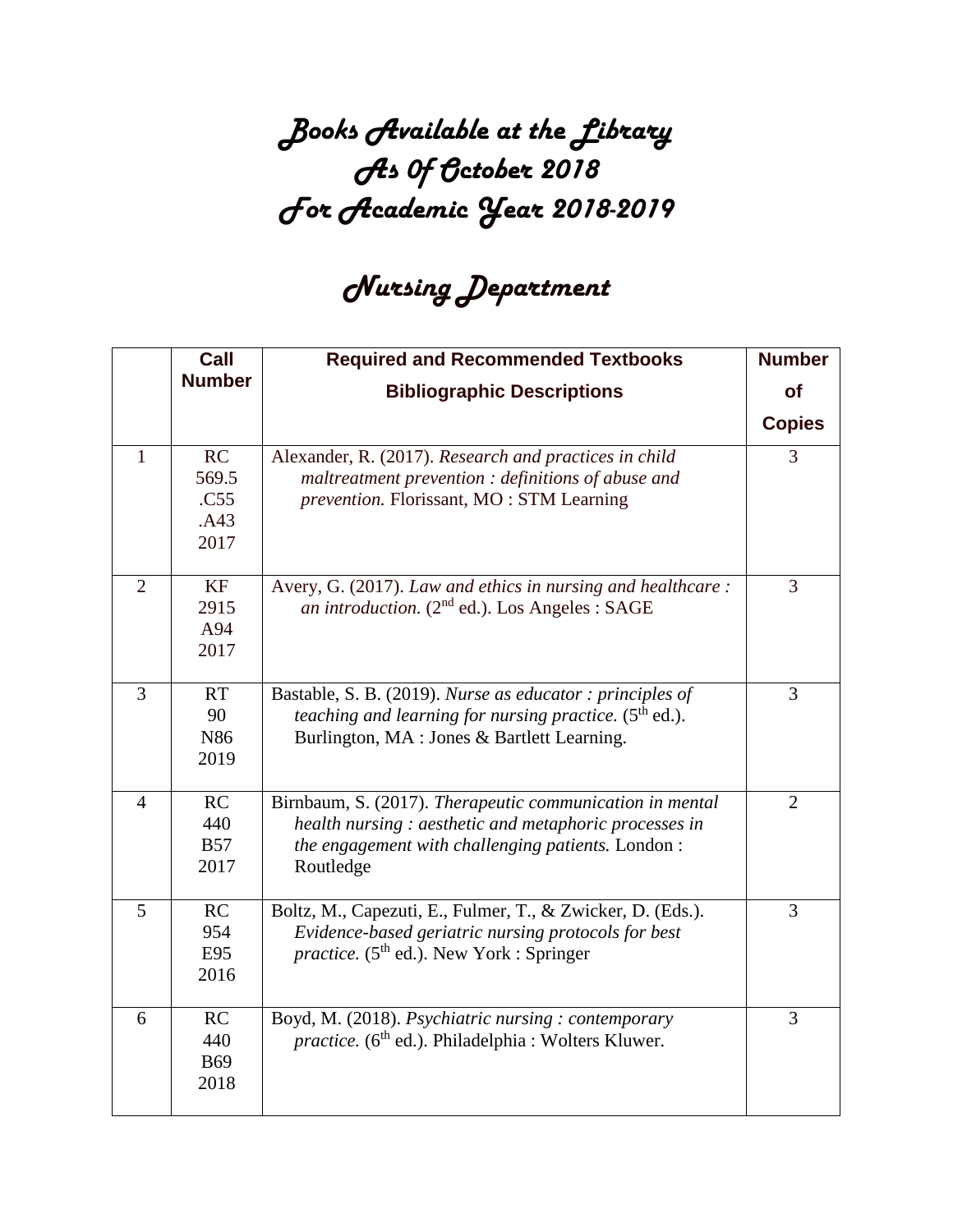# Books Available at the Library
# As Of October 2018
# For Academic Year 2018-2019

## Nursing Department

| | Call Number | Required and Recommended Textbooks<br>Bibliographic Descriptions | Number of Copies |
|---|---|---|---|
| 1 | RC 569.5 .C55 .A43 2017 | Alexander, R. (2017). *Research and practices in child maltreatment prevention : definitions of abuse and prevention.* Florissant, MO : STM Learning | 3 |
| 2 | KF 2915 A94 2017 | Avery, G. (2017). *Law and ethics in nursing and healthcare : an introduction.* (2nd ed.). Los Angeles : SAGE | 3 |
| 3 | RT 90 N86 2019 | Bastable, S. B. (2019). *Nurse as educator : principles of teaching and learning for nursing practice.* (5th ed.). Burlington, MA : Jones & Bartlett Learning. | 3 |
| 4 | RC 440 B57 2017 | Birnbaum, S. (2017). *Therapeutic communication in mental health nursing : aesthetic and metaphoric processes in the engagement with challenging patients.* London : Routledge | 2 |
| 5 | RC 954 E95 2016 | Boltz, M., Capezuti, E., Fulmer, T., & Zwicker, D. (Eds.). *Evidence-based geriatric nursing protocols for best practice.* (5th ed.). New York : Springer | 3 |
| 6 | RC 440 B69 2018 | Boyd, M. (2018). *Psychiatric nursing : contemporary practice.* (6th ed.). Philadelphia : Wolters Kluwer. | 3 |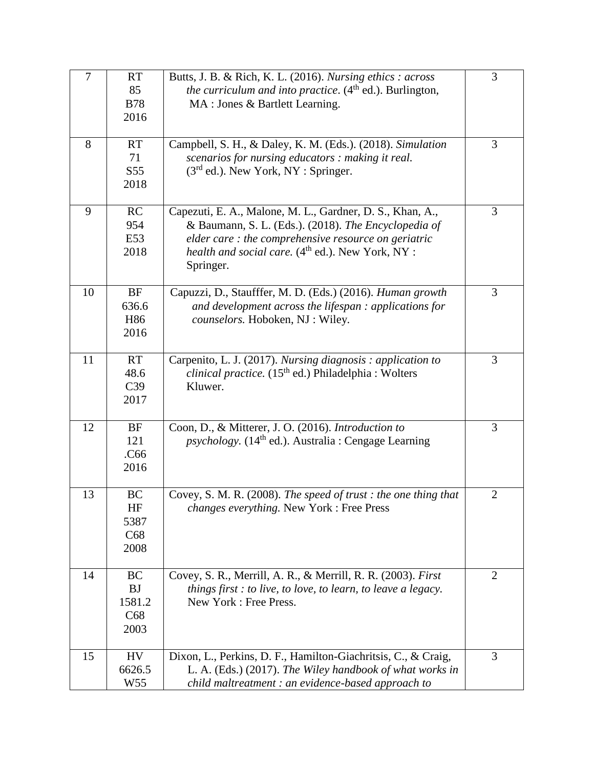| | | | |
|---|---|---|---|
| 7 | RT 85 B78 2016 | Butts, J. B. & Rich, K. L. (2016). *Nursing ethics : across the curriculum and into practice*. (4th ed.). Burlington, MA : Jones & Bartlett Learning. | 3 |
| 8 | RT 71 S55 2018 | Campbell, S. H., & Daley, K. M. (Eds.). (2018). *Simulation scenarios for nursing educators : making it real.* (3rd ed.). New York, NY : Springer. | 3 |
| 9 | RC 954 E53 2018 | Capezuti, E. A., Malone, M. L., Gardner, D. S., Khan, A., & Baumann, S. L. (Eds.). (2018). *The Encyclopedia of elder care : the comprehensive resource on geriatric health and social care.* (4th ed.). New York, NY : Springer. | 3 |
| 10 | BF 636.6 H86 2016 | Capuzzi, D., Staufffer, M. D. (Eds.) (2016). *Human growth and development across the lifespan : applications for counselors.* Hoboken, NJ : Wiley. | 3 |
| 11 | RT 48.6 C39 2017 | Carpenito, L. J. (2017). *Nursing diagnosis : application to clinical practice.* (15th ed.) Philadelphia : Wolters Kluwer. | 3 |
| 12 | BF 121 .C66 2016 | Coon, D., & Mitterer, J. O. (2016). *Introduction to psychology.* (14th ed.). Australia : Cengage Learning | 3 |
| 13 | BC HF 5387 C68 2008 | Covey, S. M. R. (2008). *The speed of trust : the one thing that changes everything.* New York : Free Press | 2 |
| 14 | BC BJ 1581.2 C68 2003 | Covey, S. R., Merrill, A. R., & Merrill, R. R. (2003). *First things first : to live, to love, to learn, to leave a legacy.* New York : Free Press. | 2 |
| 15 | HV 6626.5 W55 | Dixon, L., Perkins, D. F., Hamilton-Giachritsis, C., & Craig, L. A. (Eds.) (2017). *The Wiley handbook of what works in child maltreatment : an evidence-based approach to* | 3 |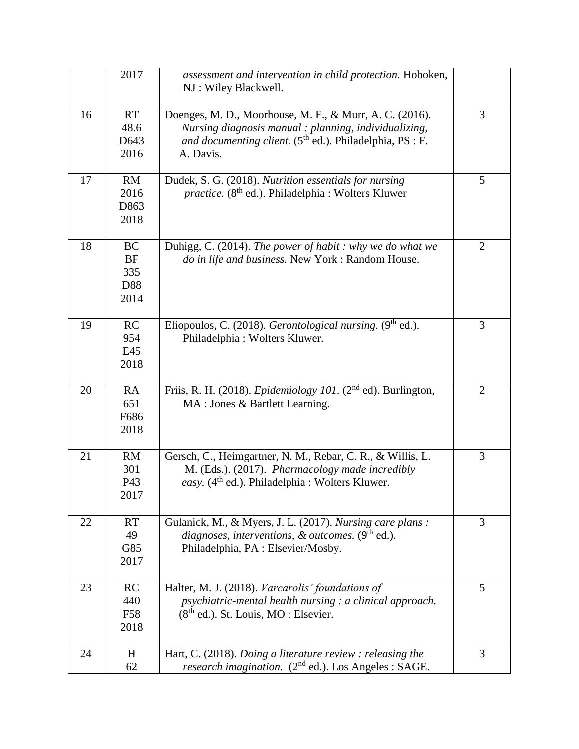| | | | |
|---|---|---|---|
| | 2017 | *assessment and intervention in child protection.* Hoboken, NJ : Wiley Blackwell. | |
| 16 | RT 48.6 D643 2016 | Doenges, M. D., Moorhouse, M. F., & Murr, A. C. (2016). *Nursing diagnosis manual : planning, individualizing, and documenting client.* (5th ed.). Philadelphia, PS : F. A. Davis. | 3 |
| 17 | RM 2016 D863 2018 | Dudek, S. G. (2018). *Nutrition essentials for nursing practice.* (8th ed.). Philadelphia : Wolters Kluwer | 5 |
| 18 | BC BF 335 D88 2014 | Duhigg, C. (2014). *The power of habit : why we do what we do in life and business.* New York : Random House. | 2 |
| 19 | RC 954 E45 2018 | Eliopoulos, C. (2018). *Gerontological nursing.* (9th ed.). Philadelphia : Wolters Kluwer. | 3 |
| 20 | RA 651 F686 2018 | Friis, R. H. (2018). *Epidemiology 101.* (2nd ed). Burlington, MA : Jones & Bartlett Learning. | 2 |
| 21 | RM 301 P43 2017 | Gersch, C., Heimgartner, N. M., Rebar, C. R., & Willis, L. M. (Eds.). (2017). *Pharmacology made incredibly easy.* (4th ed.). Philadelphia : Wolters Kluwer. | 3 |
| 22 | RT 49 G85 2017 | Gulanick, M., & Myers, J. L. (2017). *Nursing care plans : diagnoses, interventions, & outcomes.* (9th ed.). Philadelphia, PA : Elsevier/Mosby. | 3 |
| 23 | RC 440 F58 2018 | Halter, M. J. (2018). *Varcarolis' foundations of psychiatric-mental health nursing : a clinical approach.* (8th ed.). St. Louis, MO : Elsevier. | 5 |
| 24 | H 62 | Hart, C. (2018). *Doing a literature review : releasing the research imagination.* (2nd ed.). Los Angeles : SAGE. | 3 |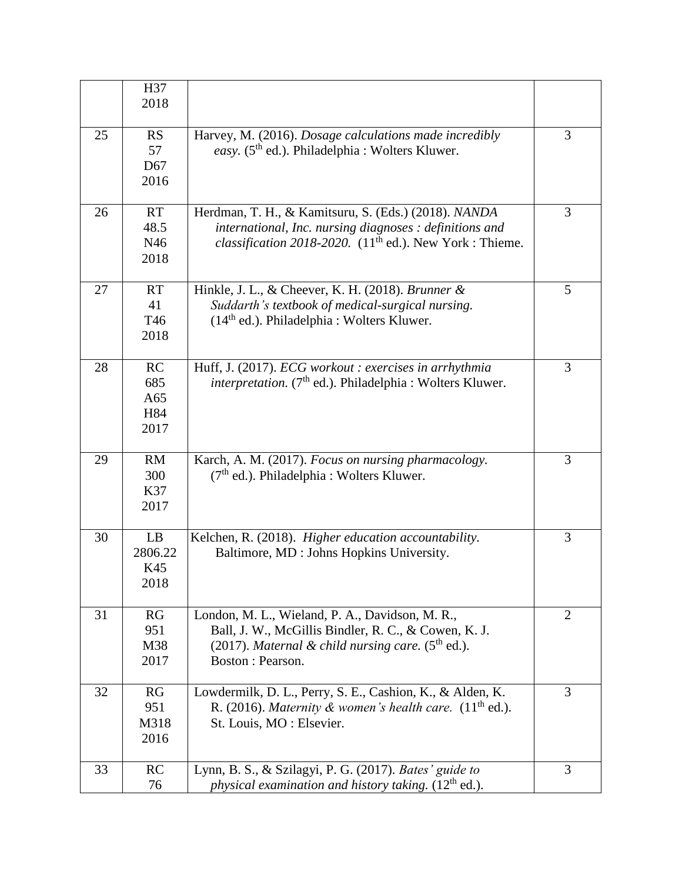| | | | |
|---|---|---|---|
| | H37 2018 | | |
| 25 | RS 57 D67 2016 | Harvey, M. (2016). *Dosage calculations made incredibly easy.* (5th ed.). Philadelphia : Wolters Kluwer. | 3 |
| 26 | RT 48.5 N46 2018 | Herdman, T. H., & Kamitsuru, S. (Eds.) (2018). *NANDA international, Inc. nursing diagnoses : definitions and classification 2018-2020.* (11th ed.). New York : Thieme. | 3 |
| 27 | RT 41 T46 2018 | Hinkle, J. L., & Cheever, K. H. (2018). *Brunner & Suddarth's textbook of medical-surgical nursing.* (14th ed.). Philadelphia : Wolters Kluwer. | 5 |
| 28 | RC 685 A65 H84 2017 | Huff, J. (2017). *ECG workout : exercises in arrhythmia interpretation.* (7th ed.). Philadelphia : Wolters Kluwer. | 3 |
| 29 | RM 300 K37 2017 | Karch, A. M. (2017). *Focus on nursing pharmacology.* (7th ed.). Philadelphia : Wolters Kluwer. | 3 |
| 30 | LB 2806.22 K45 2018 | Kelchen, R. (2018). *Higher education accountability.* Baltimore, MD : Johns Hopkins University. | 3 |
| 31 | RG 951 M38 2017 | London, M. L., Wieland, P. A., Davidson, M. R., Ball, J. W., McGillis Bindler, R. C., & Cowen, K. J. (2017). *Maternal & child nursing care.* (5th ed.). Boston : Pearson. | 2 |
| 32 | RG 951 M318 2016 | Lowdermilk, D. L., Perry, S. E., Cashion, K., & Alden, K. R. (2016). *Maternity & women's health care.* (11th ed.). St. Louis, MO : Elsevier. | 3 |
| 33 | RC 76 | Lynn, B. S., & Szilagyi, P. G. (2017). *Bates' guide to physical examination and history taking.* (12th ed.). | 3 |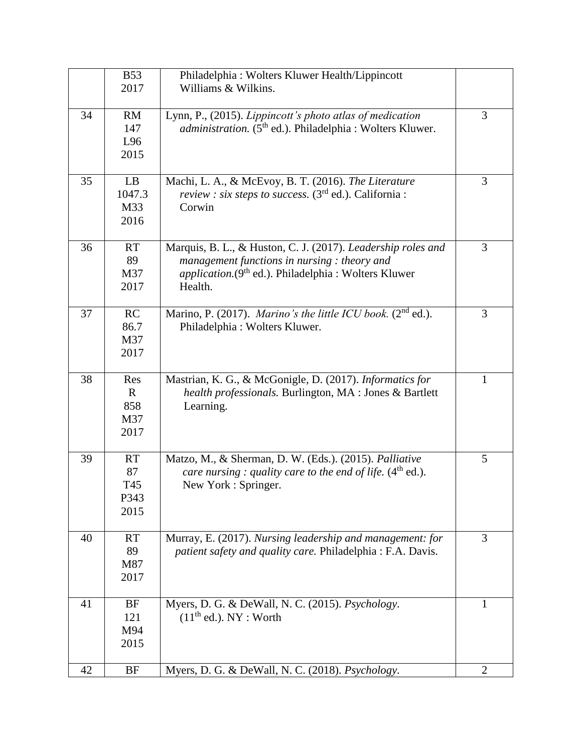| | | | |
|---|---|---|---|
| | B53 2017 | Philadelphia : Wolters Kluwer Health/Lippincott Williams & Wilkins. | |
| 34 | RM 147 L96 2015 | Lynn, P., (2015). *Lippincott's photo atlas of medication administration.* (5th ed.). Philadelphia : Wolters Kluwer. | 3 |
| 35 | LB 1047.3 M33 2016 | Machi, L. A., & McEvoy, B. T. (2016). *The Literature review : six steps to success.* (3rd ed.). California : Corwin | 3 |
| 36 | RT 89 M37 2017 | Marquis, B. L., & Huston, C. J. (2017). *Leadership roles and management functions in nursing : theory and application.*(9th ed.). Philadelphia : Wolters Kluwer Health. | 3 |
| 37 | RC 86.7 M37 2017 | Marino, P. (2017). *Marino's the little ICU book.* (2nd ed.). Philadelphia : Wolters Kluwer. | 3 |
| 38 | Res R 858 M37 2017 | Mastrian, K. G., & McGonigle, D. (2017). *Informatics for health professionals.* Burlington, MA : Jones & Bartlett Learning. | 1 |
| 39 | RT 87 T45 P343 2015 | Matzo, M., & Sherman, D. W. (Eds.). (2015). *Palliative care nursing : quality care to the end of life.* (4th ed.). New York : Springer. | 5 |
| 40 | RT 89 M87 2017 | Murray, E. (2017). *Nursing leadership and management: for patient safety and quality care.* Philadelphia : F.A. Davis. | 3 |
| 41 | BF 121 M94 2015 | Myers, D. G. & DeWall, N. C. (2015). *Psychology*. (11th ed.). NY : Worth | 1 |
| 42 | BF | Myers, D. G. & DeWall, N. C. (2018). *Psychology*. | 2 |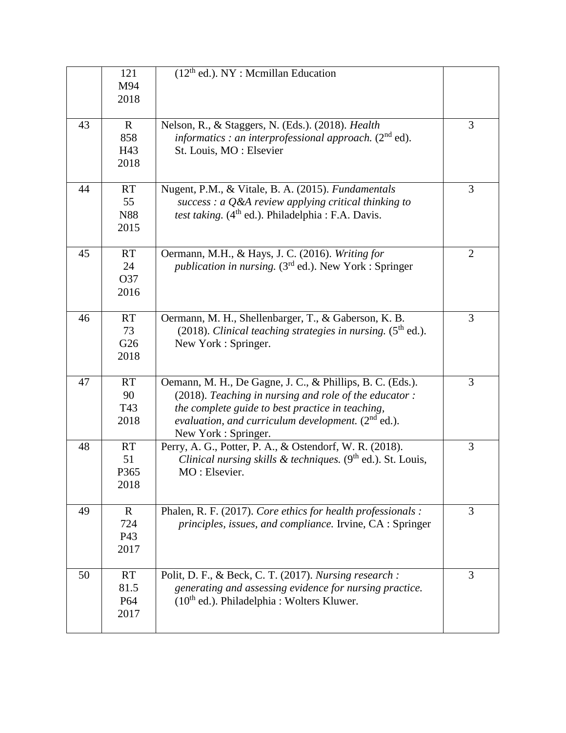| | | | |
|---|---|---|---|
| | 121 M94 2018 | ($12^{th}$ ed.). NY : Mcmillan Education | |
| 43 | R 858 H43 2018 | Nelson, R., & Staggers, N. (Eds.). (2018). *Health informatics : an interprofessional approach.* ($2^{nd}$ ed). St. Louis, MO : Elsevier | 3 |
| 44 | RT 55 N88 2015 | Nugent, P.M., & Vitale, B. A. (2015). *Fundamentals success : a Q&A review applying critical thinking to test taking.* ($4^{th}$ ed.). Philadelphia : F.A. Davis. | 3 |
| 45 | RT 24 O37 2016 | Oermann, M.H., & Hays, J. C. (2016). *Writing for publication in nursing.* ($3^{rd}$ ed.). New York : Springer | 2 |
| 46 | RT 73 G26 2018 | Oermann, M. H., Shellenbarger, T., & Gaberson, K. B. (2018). *Clinical teaching strategies in nursing.* ($5^{th}$ ed.). New York : Springer. | 3 |
| 47 | RT 90 T43 2018 | Oemann, M. H., De Gagne, J. C., & Phillips, B. C. (Eds.). (2018). *Teaching in nursing and role of the educator : the complete guide to best practice in teaching, evaluation, and curriculum development.* ($2^{nd}$ ed.). New York : Springer. | 3 |
| 48 | RT 51 P365 2018 | Perry, A. G., Potter, P. A., & Ostendorf, W. R. (2018). *Clinical nursing skills & techniques.* ($9^{th}$ ed.). St. Louis, MO : Elsevier. | 3 |
| 49 | R 724 P43 2017 | Phalen, R. F. (2017). *Core ethics for health professionals : principles, issues, and compliance.* Irvine, CA : Springer | 3 |
| 50 | RT 81.5 P64 2017 | Polit, D. F., & Beck, C. T. (2017). *Nursing research : generating and assessing evidence for nursing practice.* ($10^{th}$ ed.). Philadelphia : Wolters Kluwer. | 3 |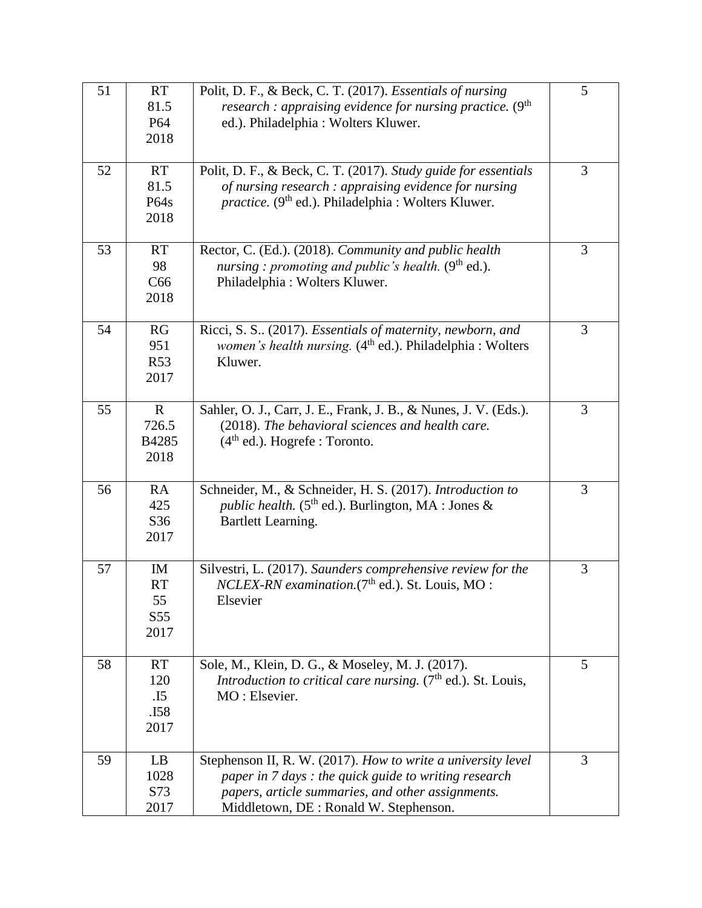| | | | |
|---|---|---|---|
| 51 | RT 81.5 P64 2018 | Polit, D. F., & Beck, C. T. (2017). *Essentials of nursing research : appraising evidence for nursing practice.* (9th ed.). Philadelphia : Wolters Kluwer. | 5 |
| 52 | RT 81.5 P64s 2018 | Polit, D. F., & Beck, C. T. (2017). *Study guide for essentials of nursing research : appraising evidence for nursing practice.* (9th ed.). Philadelphia : Wolters Kluwer. | 3 |
| 53 | RT 98 C66 2018 | Rector, C. (Ed.). (2018). *Community and public health nursing : promoting and public's health.* (9th ed.). Philadelphia : Wolters Kluwer. | 3 |
| 54 | RG 951 R53 2017 | Ricci, S. S.. (2017). *Essentials of maternity, newborn, and women's health nursing.* (4th ed.). Philadelphia : Wolters Kluwer. | 3 |
| 55 | R 726.5 B4285 2018 | Sahler, O. J., Carr, J. E., Frank, J. B., & Nunes, J. V. (Eds.). (2018). *The behavioral sciences and health care.* (4th ed.). Hogrefe : Toronto. | 3 |
| 56 | RA 425 S36 2017 | Schneider, M., & Schneider, H. S. (2017). *Introduction to public health.* (5th ed.). Burlington, MA : Jones & Bartlett Learning. | 3 |
| 57 | IM RT 55 S55 2017 | Silvestri, L. (2017). *Saunders comprehensive review for the NCLEX-RN examination.*(7th ed.). St. Louis, MO : Elsevier | 3 |
| 58 | RT 120 .I5 .I58 2017 | Sole, M., Klein, D. G., & Moseley, M. J. (2017). *Introduction to critical care nursing.* (7th ed.). St. Louis, MO : Elsevier. | 5 |
| 59 | LB 1028 S73 2017 | Stephenson II, R. W. (2017). *How to write a university level paper in 7 days : the quick guide to writing research papers, article summaries, and other assignments.* Middletown, DE : Ronald W. Stephenson. | 3 |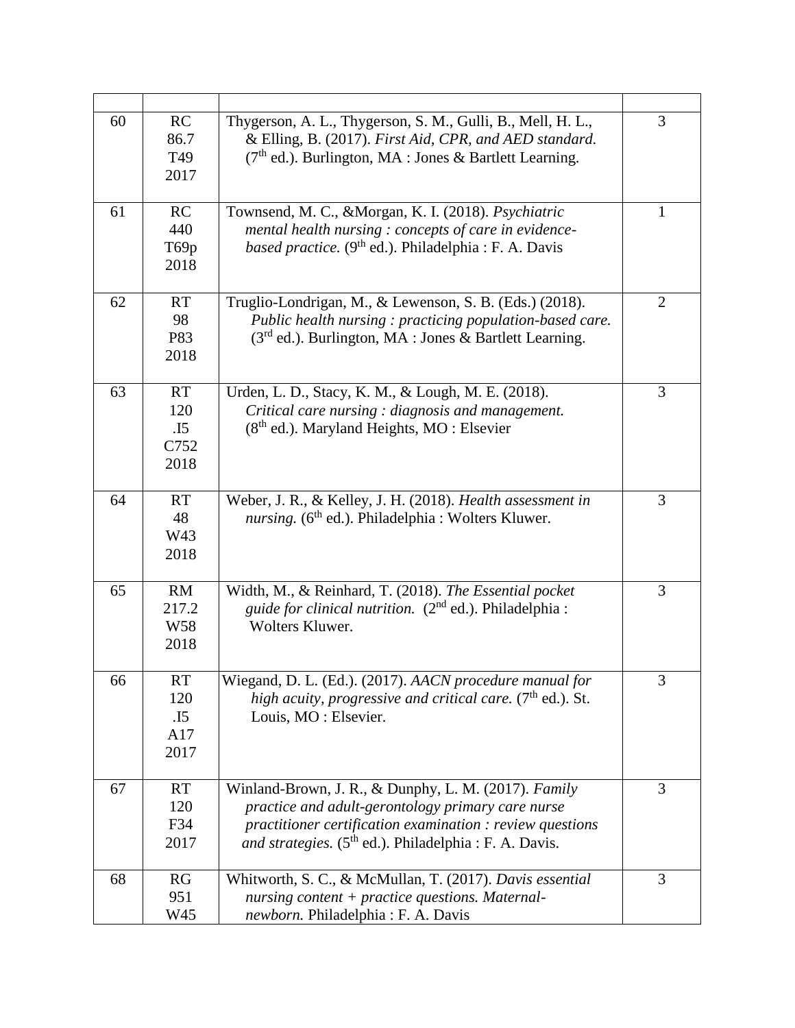| | | | |
|---|---|---|---|
| 60 | RC 86.7 T49 2017 | Thygerson, A. L., Thygerson, S. M., Gulli, B., Mell, H. L., & Elling, B. (2017). *First Aid, CPR, and AED standard.* (7th ed.). Burlington, MA : Jones & Bartlett Learning. | 3 |
| 61 | RC 440 T69p 2018 | Townsend, M. C., &Morgan, K. I. (2018). *Psychiatric mental health nursing : concepts of care in evidence-based practice.* (9th ed.). Philadelphia : F. A. Davis | 1 |
| 62 | RT 98 P83 2018 | Truglio-Londrigan, M., & Lewenson, S. B. (Eds.) (2018). *Public health nursing : practicing population-based care.* (3rd ed.). Burlington, MA : Jones & Bartlett Learning. | 2 |
| 63 | RT 120 .I5 C752 2018 | Urden, L. D., Stacy, K. M., & Lough, M. E. (2018). *Critical care nursing : diagnosis and management.* (8th ed.). Maryland Heights, MO : Elsevier | 3 |
| 64 | RT 48 W43 2018 | Weber, J. R., & Kelley, J. H. (2018). *Health assessment in nursing.* (6th ed.). Philadelphia : Wolters Kluwer. | 3 |
| 65 | RM 217.2 W58 2018 | Width, M., & Reinhard, T. (2018). *The Essential pocket guide for clinical nutrition.* (2nd ed.). Philadelphia : Wolters Kluwer. | 3 |
| 66 | RT 120 .I5 A17 2017 | Wiegand, D. L. (Ed.). (2017). *AACN procedure manual for high acuity, progressive and critical care.* (7th ed.). St. Louis, MO : Elsevier. | 3 |
| 67 | RT 120 F34 2017 | Winland-Brown, J. R., & Dunphy, L. M. (2017). *Family practice and adult-gerontology primary care nurse practitioner certification examination : review questions and strategies.* (5th ed.). Philadelphia : F. A. Davis. | 3 |
| 68 | RG 951 W45 | Whitworth, S. C., & McMullan, T. (2017). *Davis essential nursing content + practice questions. Maternal-newborn.* Philadelphia : F. A. Davis | 3 |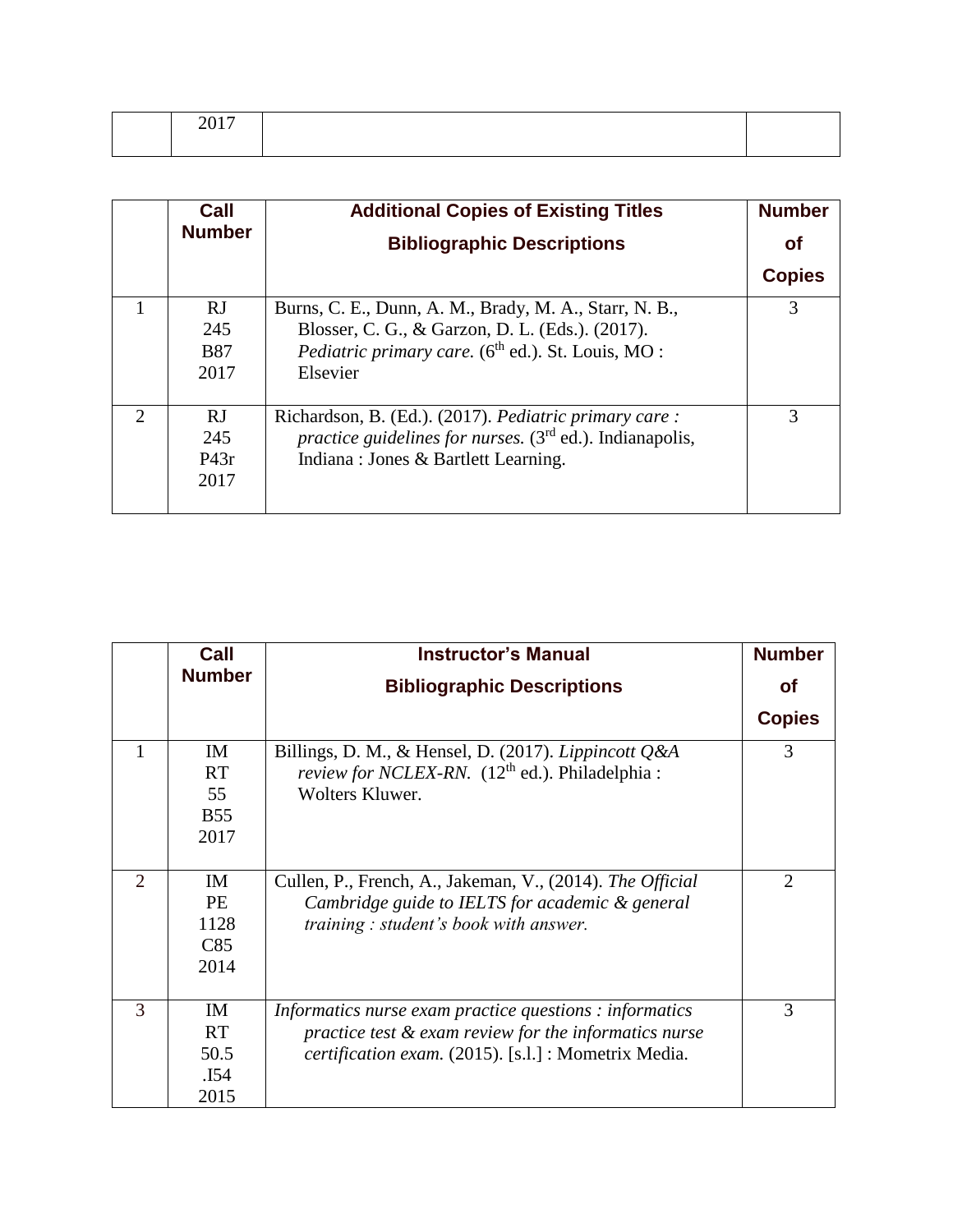| | | | |
|---|---|---|---|
| | 2017 | | |

| | Call Number | Additional Copies of Existing Titles<br>Bibliographic Descriptions | Number of Copies |
|---|---|---|---|
| 1 | RJ 245 B87 2017 | Burns, C. E., Dunn, A. M., Brady, M. A., Starr, N. B., Blosser, C. G., & Garzon, D. L. (Eds.). (2017). *Pediatric primary care.* (6th ed.). St. Louis, MO : Elsevier | 3 |
| 2 | RJ 245 P43r 2017 | Richardson, B. (Ed.). (2017). *Pediatric primary care : practice guidelines for nurses.* (3rd ed.). Indianapolis, Indiana : Jones & Bartlett Learning. | 3 |

| | Call Number | Instructor's Manual<br>Bibliographic Descriptions | Number of Copies |
|---|---|---|---|
| 1 | IM RT 55 B55 2017 | Billings, D. M., & Hensel, D. (2017). *Lippincott Q&A review for NCLEX-RN.* (12th ed.). Philadelphia : Wolters Kluwer. | 3 |
| 2 | IM PE 1128 C85 2014 | Cullen, P., French, A., Jakeman, V., (2014). *The Official Cambridge guide to IELTS for academic & general training : student's book with answer.* | 2 |
| 3 | IM RT 50.5 .I54 2015 | *Informatics nurse exam practice questions : informatics practice test & exam review for the informatics nurse certification exam.* (2015). [s.l.] : Mometrix Media. | 3 |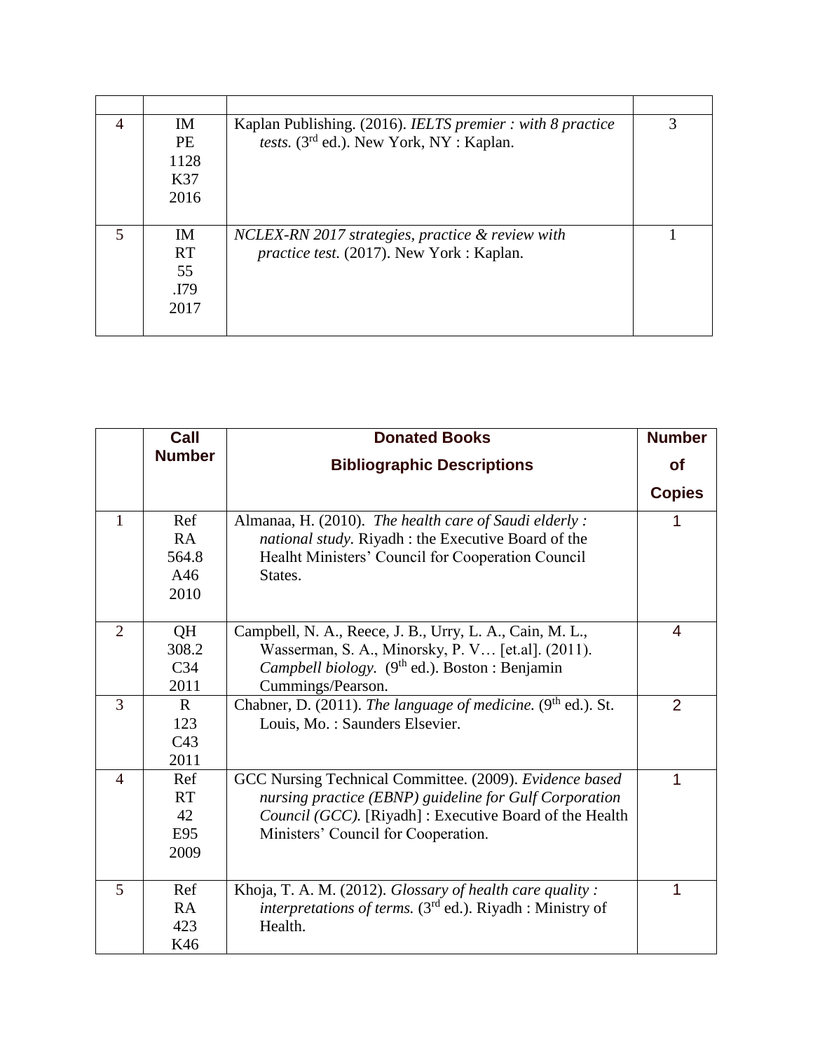| | | | |
|---|---|---|---|
| 4 | IM PE 1128 K37 2016 | Kaplan Publishing. (2016). *IELTS premier : with 8 practice tests.* (3rd ed.). New York, NY : Kaplan. | 3 |
| 5 | IM RT 55 .I79 2017 | *NCLEX-RN 2017 strategies, practice & review with practice test.* (2017). New York : Kaplan. | 1 |

| | **Call Number** | **Donated Books Bibliographic Descriptions** | **Number of Copies** |
|---|---|---|---|
| 1 | Ref RA 564.8 A46 2010 | Almanaa, H. (2010). *The health care of Saudi elderly : national study.* Riyadh : the Executive Board of the Healht Ministers' Council for Cooperation Council States. | 1 |
| 2 | QH 308.2 C34 2011 | Campbell, N. A., Reece, J. B., Urry, L. A., Cain, M. L., Wasserman, S. A., Minorsky, P. V… [et.al]. (2011). *Campbell biology.* (9th ed.). Boston : Benjamin Cummings/Pearson. | 4 |
| 3 | R 123 C43 2011 | Chabner, D. (2011). *The language of medicine.* (9th ed.). St. Louis, Mo. : Saunders Elsevier. | 2 |
| 4 | Ref RT 42 E95 2009 | GCC Nursing Technical Committee. (2009). *Evidence based nursing practice (EBNP) guideline for Gulf Corporation Council (GCC).* [Riyadh] : Executive Board of the Health Ministers' Council for Cooperation. | 1 |
| 5 | Ref RA 423 K46 | Khoja, T. A. M. (2012). *Glossary of health care quality : interpretations of terms.* (3rd ed.). Riyadh : Ministry of Health. | 1 |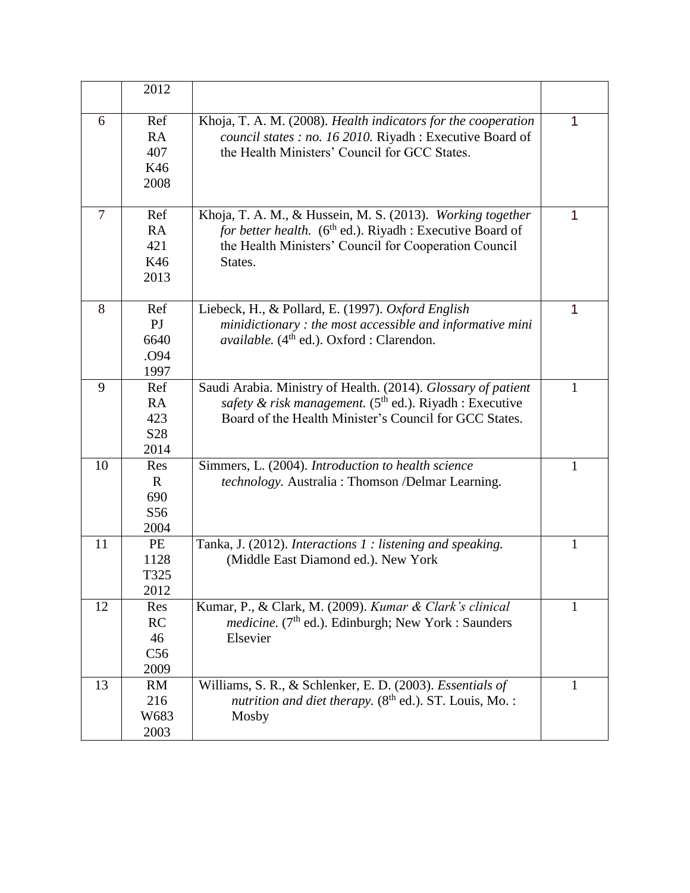| | | | |
|---|---|---|---|
| | 2012 | | |
| 6 | Ref RA 407 K46 2008 | Khoja, T. A. M. (2008). *Health indicators for the cooperation council states : no. 16 2010.* Riyadh : Executive Board of the Health Ministers' Council for GCC States. | 1 |
| 7 | Ref RA 421 K46 2013 | Khoja, T. A. M., & Hussein, M. S. (2013). *Working together for better health.* (6th ed.). Riyadh : Executive Board of the Health Ministers' Council for Cooperation Council States. | 1 |
| 8 | Ref PJ 6640 .O94 1997 | Liebeck, H., & Pollard, E. (1997). *Oxford English minidictionary : the most accessible and informative mini available.* (4th ed.). Oxford : Clarendon. | 1 |
| 9 | Ref RA 423 S28 2014 | Saudi Arabia. Ministry of Health. (2014). *Glossary of patient safety & risk management.* (5th ed.). Riyadh : Executive Board of the Health Minister's Council for GCC States. | 1 |
| 10 | Res R 690 S56 2004 | Simmers, L. (2004). *Introduction to health science technology.* Australia : Thomson /Delmar Learning. | 1 |
| 11 | PE 1128 T325 2012 | Tanka, J. (2012). *Interactions 1 : listening and speaking.* (Middle East Diamond ed.). New York | 1 |
| 12 | Res RC 46 C56 2009 | Kumar, P., & Clark, M. (2009). *Kumar & Clark's clinical medicine.* (7th ed.). Edinburgh; New York : Saunders Elsevier | 1 |
| 13 | RM 216 W683 2003 | Williams, S. R., & Schlenker, E. D. (2003). *Essentials of nutrition and diet therapy.* (8th ed.). ST. Louis, Mo. : Mosby | 1 |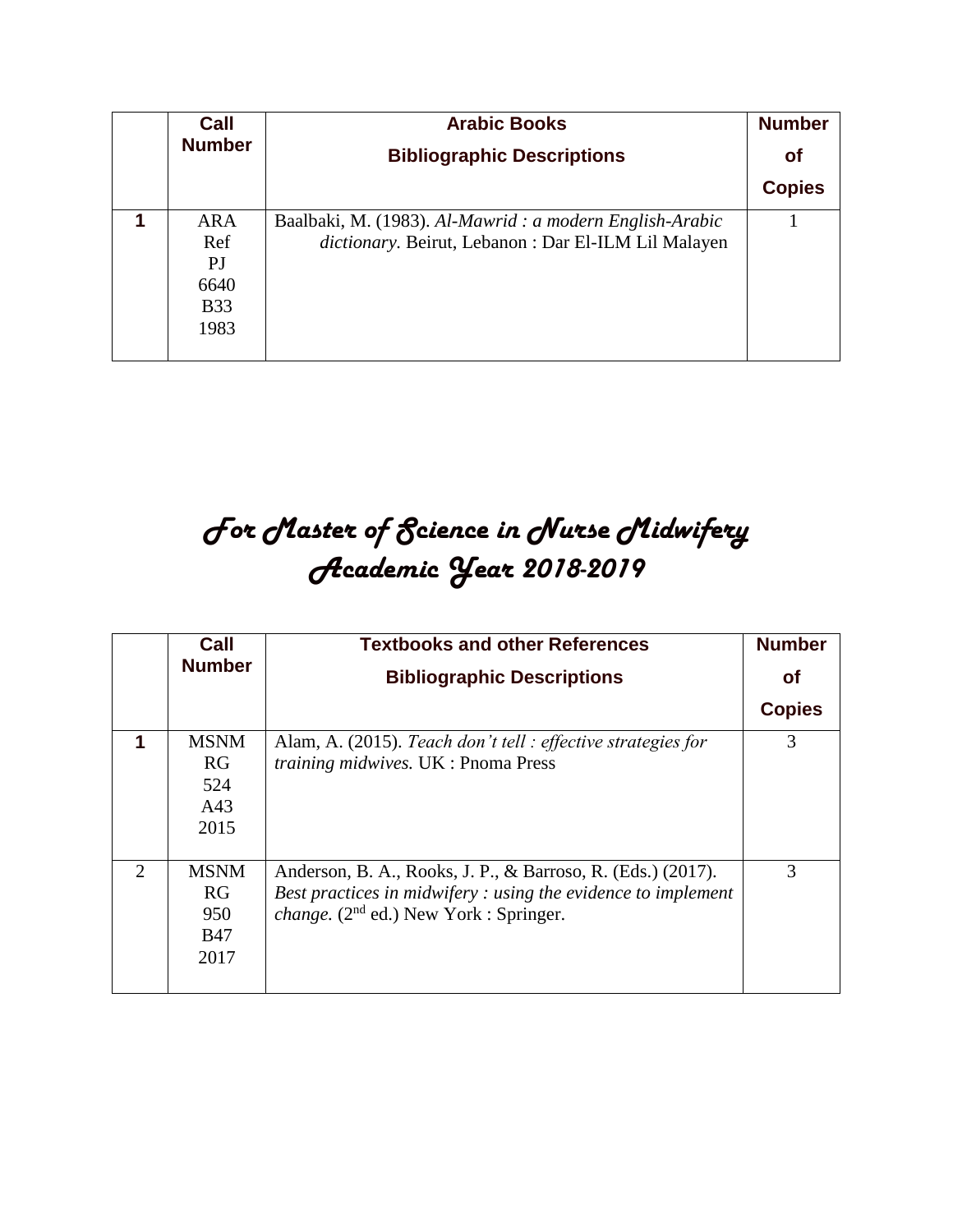| | Call Number | Arabic Books<br>Bibliographic Descriptions | Number of Copies |
|---|---|---|---|
| **1** | ARA Ref PJ 6640 B33 1983 | Baalbaki, M. (1983). *Al-Mawrid : a modern English-Arabic dictionary.* Beirut, Lebanon : Dar El-ILM Lil Malayen | 1 |

# *For Master of Science in Nurse Midwifery Academic Year 2018-2019*

| | Call Number | Textbooks and other References<br>Bibliographic Descriptions | Number of Copies |
|---|---|---|---|
| **1** | MSNM RG 524 A43 2015 | Alam, A. (2015). *Teach don't tell : effective strategies for training midwives.* UK : Pnoma Press | 3 |
| 2 | MSNM RG 950 B47 2017 | Anderson, B. A., Rooks, J. P., & Barroso, R. (Eds.) (2017). *Best practices in midwifery : using the evidence to implement change.* (2nd ed.) New York : Springer. | 3 |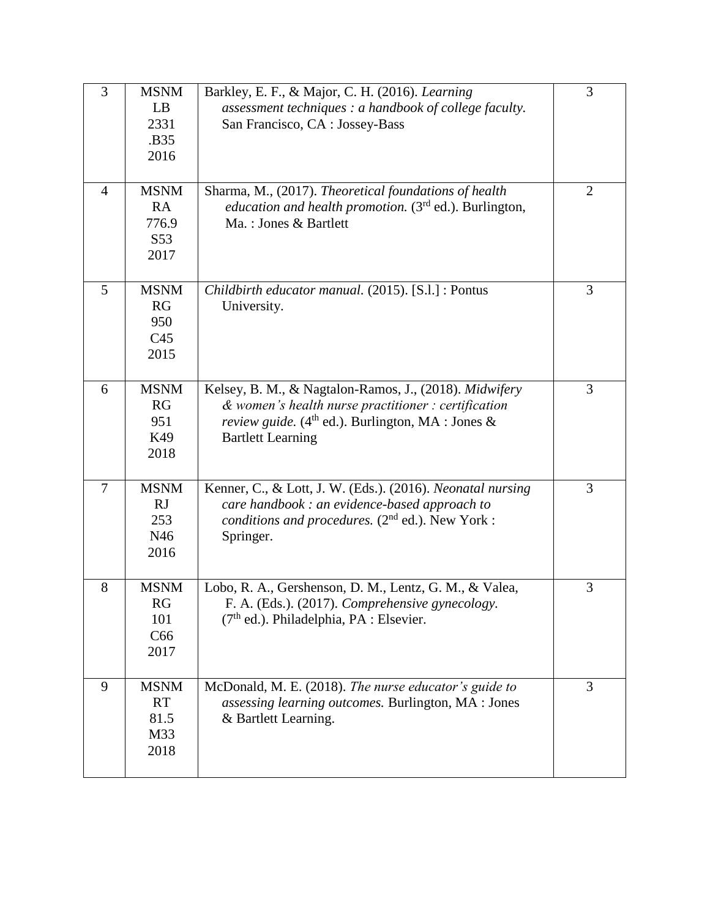| | | | |
|---|---|---|---|
| 3 | MSNM LB 2331 .B35 2016 | Barkley, E. F., & Major, C. H. (2016). *Learning assessment techniques : a handbook of college faculty.* San Francisco, CA : Jossey-Bass | 3 |
| 4 | MSNM RA 776.9 S53 2017 | Sharma, M., (2017). *Theoretical foundations of health education and health promotion.* (3rd ed.). Burlington, Ma. : Jones & Bartlett | 2 |
| 5 | MSNM RG 950 C45 2015 | *Childbirth educator manual.* (2015). [S.l.] : Pontus University. | 3 |
| 6 | MSNM RG 951 K49 2018 | Kelsey, B. M., & Nagtalon-Ramos, J., (2018). *Midwifery & women's health nurse practitioner : certification review guide.* (4th ed.). Burlington, MA : Jones & Bartlett Learning | 3 |
| 7 | MSNM RJ 253 N46 2016 | Kenner, C., & Lott, J. W. (Eds.). (2016). *Neonatal nursing care handbook : an evidence-based approach to conditions and procedures.* (2nd ed.). New York : Springer. | 3 |
| 8 | MSNM RG 101 C66 2017 | Lobo, R. A., Gershenson, D. M., Lentz, G. M., & Valea, F. A. (Eds.). (2017). *Comprehensive gynecology.* (7th ed.). Philadelphia, PA : Elsevier. | 3 |
| 9 | MSNM RT 81.5 M33 2018 | McDonald, M. E. (2018). *The nurse educator's guide to assessing learning outcomes.* Burlington, MA : Jones & Bartlett Learning. | 3 |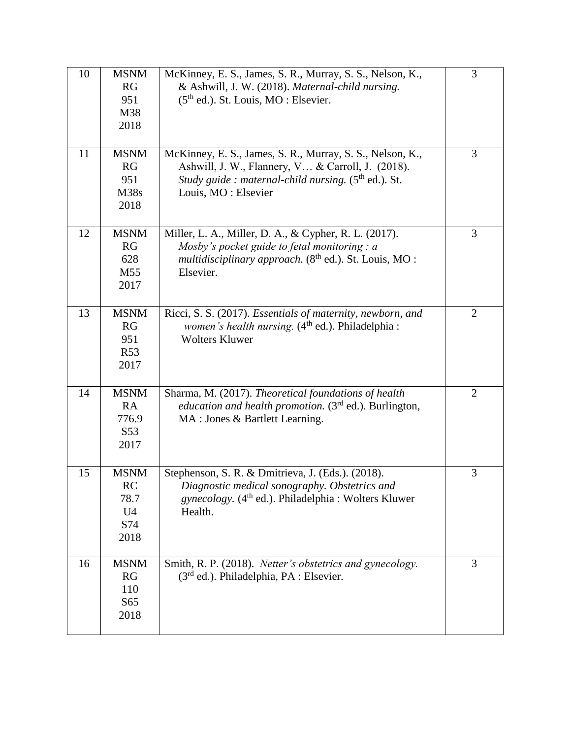| | | | |
|---|---|---|---|
| 10 | MSNM RG 951 M38 2018 | McKinney, E. S., James, S. R., Murray, S. S., Nelson, K., & Ashwill, J. W. (2018). *Maternal-child nursing.* (5th ed.). St. Louis, MO : Elsevier. | 3 |
| 11 | MSNM RG 951 M38s 2018 | McKinney, E. S., James, S. R., Murray, S. S., Nelson, K., Ashwill, J. W., Flannery, V… & Carroll, J. (2018). *Study guide : maternal-child nursing.* (5th ed.). St. Louis, MO : Elsevier | 3 |
| 12 | MSNM RG 628 M55 2017 | Miller, L. A., Miller, D. A., & Cypher, R. L. (2017). *Mosby's pocket guide to fetal monitoring : a multidisciplinary approach.* (8th ed.). St. Louis, MO : Elsevier. | 3 |
| 13 | MSNM RG 951 R53 2017 | Ricci, S. S. (2017). *Essentials of maternity, newborn, and women's health nursing.* (4th ed.). Philadelphia : Wolters Kluwer | 2 |
| 14 | MSNM RA 776.9 S53 2017 | Sharma, M. (2017). *Theoretical foundations of health education and health promotion.* (3rd ed.). Burlington, MA : Jones & Bartlett Learning. | 2 |
| 15 | MSNM RC 78.7 U4 S74 2018 | Stephenson, S. R. & Dmitrieva, J. (Eds.). (2018). *Diagnostic medical sonography. Obstetrics and gynecology.* (4th ed.). Philadelphia : Wolters Kluwer Health. | 3 |
| 16 | MSNM RG 110 S65 2018 | Smith, R. P. (2018). *Netter's obstetrics and gynecology.* (3rd ed.). Philadelphia, PA : Elsevier. | 3 |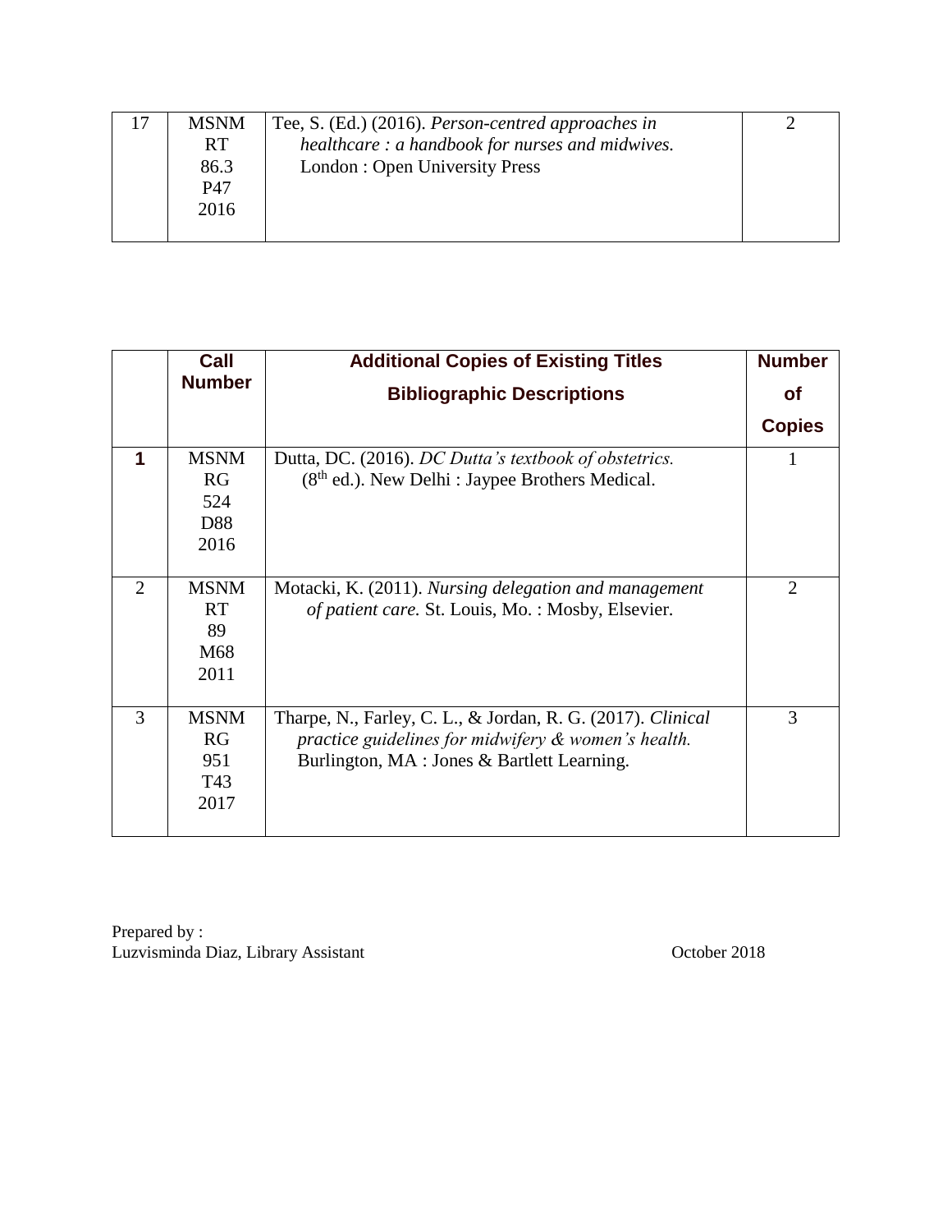| | | | |
|---|---|---|---|
| 17 | MSNM RT 86.3 P47 2016 | Tee, S. (Ed.) (2016). *Person-centred approaches in healthcare : a handbook for nurses and midwives.* London : Open University Press | 2 |

| | Call Number | Additional Copies of Existing Titles Bibliographic Descriptions | Number of Copies |
|---|---|---|---|
| **1** | MSNM RG 524 D88 2016 | Dutta, DC. (2016). *DC Dutta's textbook of obstetrics.* (8th ed.). New Delhi : Jaypee Brothers Medical. | 1 |
| 2 | MSNM RT 89 M68 2011 | Motacki, K. (2011). *Nursing delegation and management of patient care.* St. Louis, Mo. : Mosby, Elsevier. | 2 |
| 3 | MSNM RG 951 T43 2017 | Tharpe, N., Farley, C. L., & Jordan, R. G. (2017). *Clinical practice guidelines for midwifery & women's health.* Burlington, MA : Jones & Bartlett Learning. | 3 |

Prepared by :
Luzvisminda Diaz, Library Assistant

October 2018